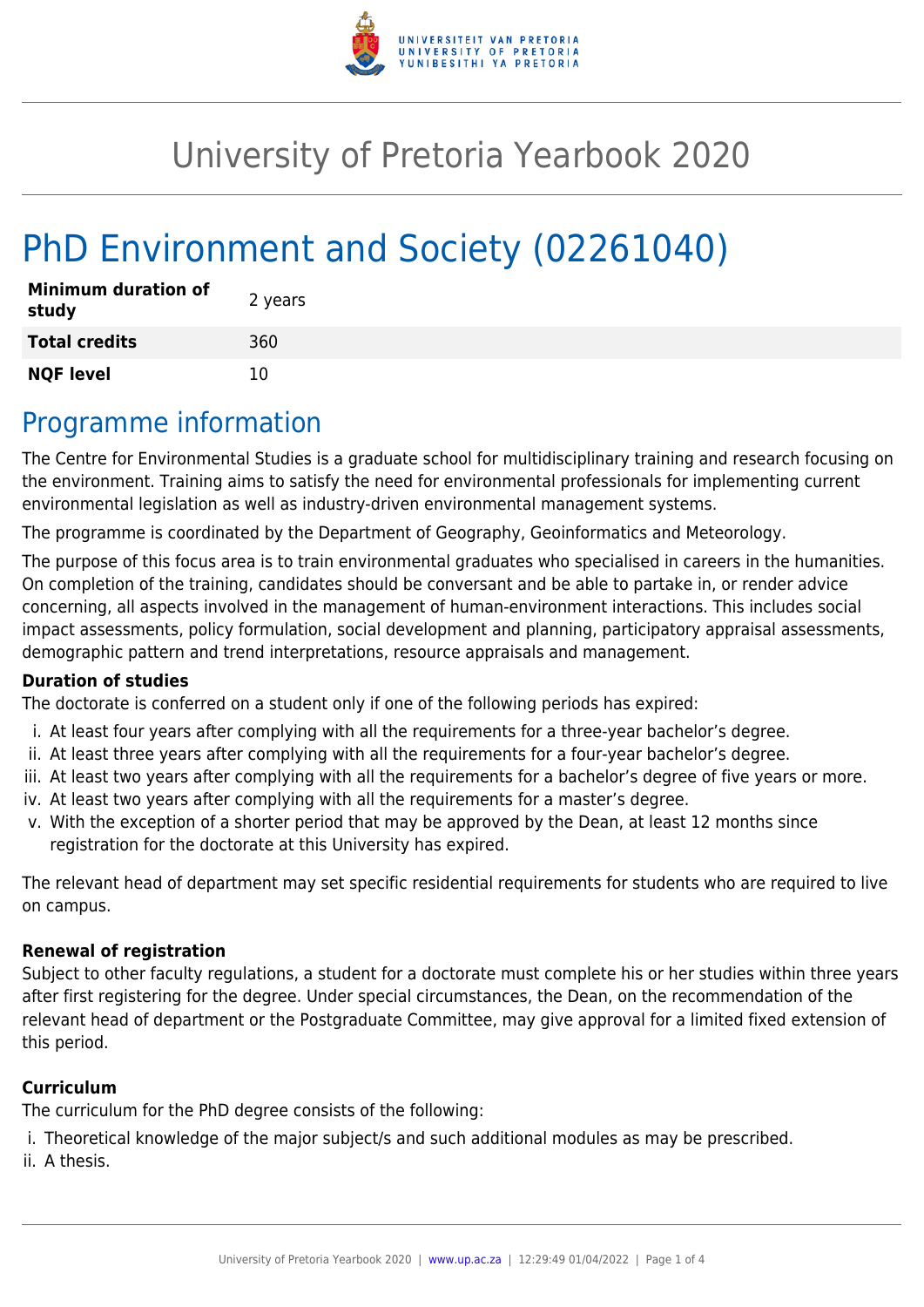# University of Pretoria Yearbook 2020

# PhD Environment and Society (02261040)

| | |
|---|---|
| **Minimum duration of study** | 2 years |
| **Total credits** | 360 |
| **NQF level** | 10 |

## Programme information

The Centre for Environmental Studies is a graduate school for multidisciplinary training and research focusing on the environment. Training aims to satisfy the need for environmental professionals for implementing current environmental legislation as well as industry-driven environmental management systems.

The programme is coordinated by the Department of Geography, Geoinformatics and Meteorology.

The purpose of this focus area is to train environmental graduates who specialised in careers in the humanities. On completion of the training, candidates should be conversant and be able to partake in, or render advice concerning, all aspects involved in the management of human-environment interactions. This includes social impact assessments, policy formulation, social development and planning, participatory appraisal assessments, demographic pattern and trend interpretations, resource appraisals and management.

**Duration of studies**

The doctorate is conferred on a student only if one of the following periods has expired:

i. At least four years after complying with all the requirements for a three-year bachelor's degree.
ii. At least three years after complying with all the requirements for a four-year bachelor's degree.
iii. At least two years after complying with all the requirements for a bachelor's degree of five years or more.
iv. At least two years after complying with all the requirements for a master's degree.
v. With the exception of a shorter period that may be approved by the Dean, at least 12 months since registration for the doctorate at this University has expired.

The relevant head of department may set specific residential requirements for students who are required to live on campus.

**Renewal of registration**

Subject to other faculty regulations, a student for a doctorate must complete his or her studies within three years after first registering for the degree. Under special circumstances, the Dean, on the recommendation of the relevant head of department or the Postgraduate Committee, may give approval for a limited fixed extension of this period.

**Curriculum**

The curriculum for the PhD degree consists of the following:

i. Theoretical knowledge of the major subject/s and such additional modules as may be prescribed.
ii. A thesis.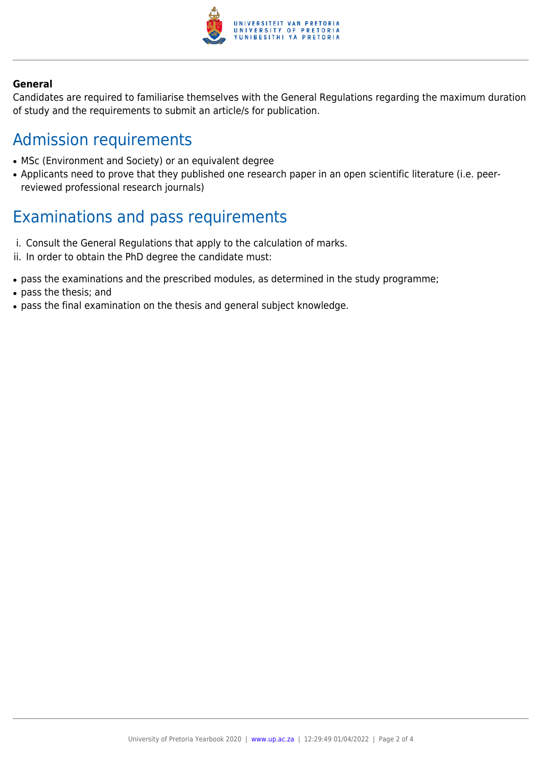**General**

Candidates are required to familiarise themselves with the General Regulations regarding the maximum duration of study and the requirements to submit an article/s for publication.

## Admission requirements

- MSc (Environment and Society) or an equivalent degree
- Applicants need to prove that they published one research paper in an open scientific literature (i.e. peer-reviewed professional research journals)

## Examinations and pass requirements

i. Consult the General Regulations that apply to the calculation of marks.

ii. In order to obtain the PhD degree the candidate must:

- pass the examinations and the prescribed modules, as determined in the study programme;
- pass the thesis; and
- pass the final examination on the thesis and general subject knowledge.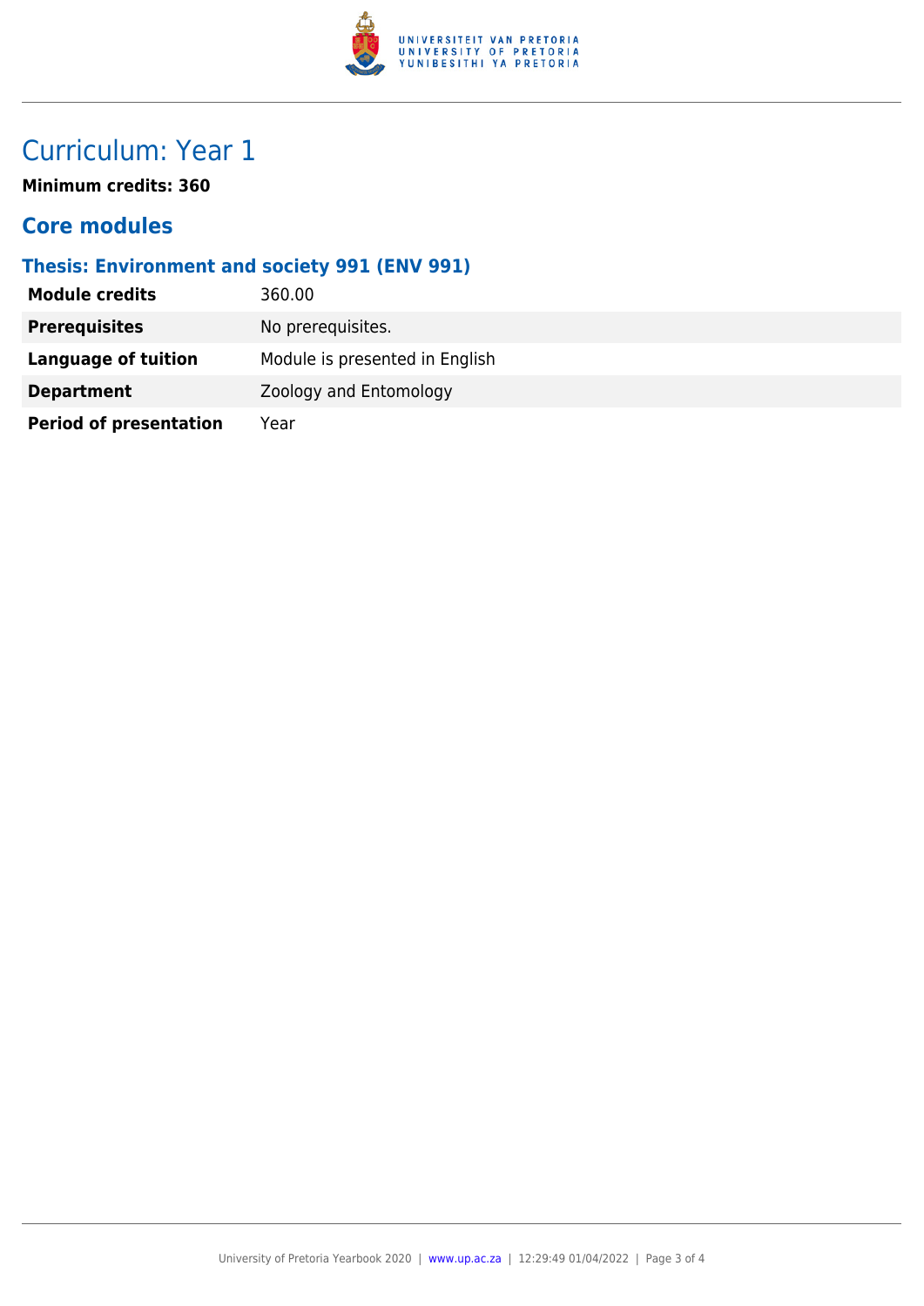# Curriculum: Year 1

**Minimum credits: 360**

## Core modules

### Thesis: Environment and society 991 (ENV 991)

| | |
|---|---|
| **Module credits** | 360.00 |
| **Prerequisites** | No prerequisites. |
| **Language of tuition** | Module is presented in English |
| **Department** | Zoology and Entomology |
| **Period of presentation** | Year |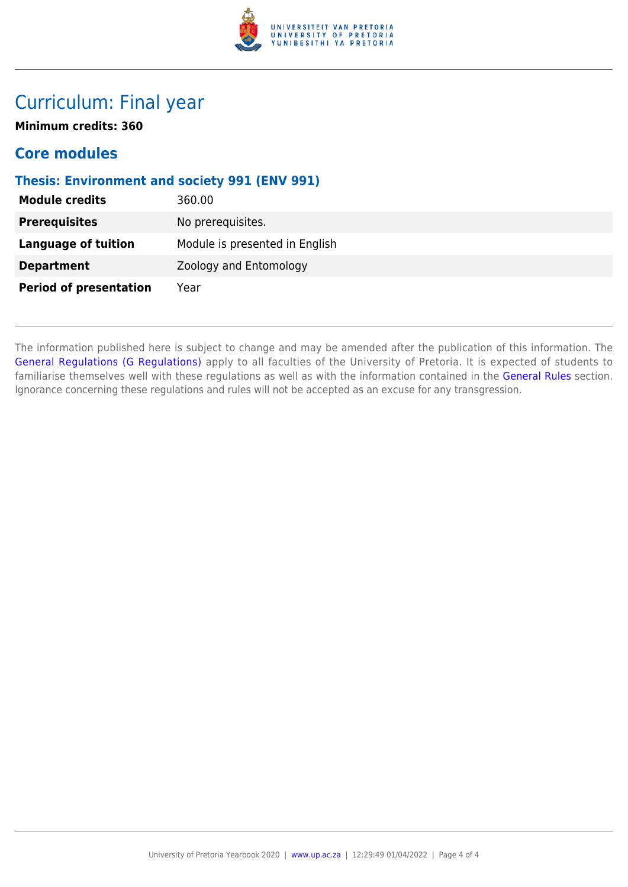# Curriculum: Final year

**Minimum credits: 360**

## Core modules

### Thesis: Environment and society 991 (ENV 991)

| | |
|---|---|
| **Module credits** | 360.00 |
| **Prerequisites** | No prerequisites. |
| **Language of tuition** | Module is presented in English |
| **Department** | Zoology and Entomology |
| **Period of presentation** | Year |

The information published here is subject to change and may be amended after the publication of this information. The General Regulations (G Regulations) apply to all faculties of the University of Pretoria. It is expected of students to familiarise themselves well with these regulations as well as with the information contained in the General Rules section. Ignorance concerning these regulations and rules will not be accepted as an excuse for any transgression.